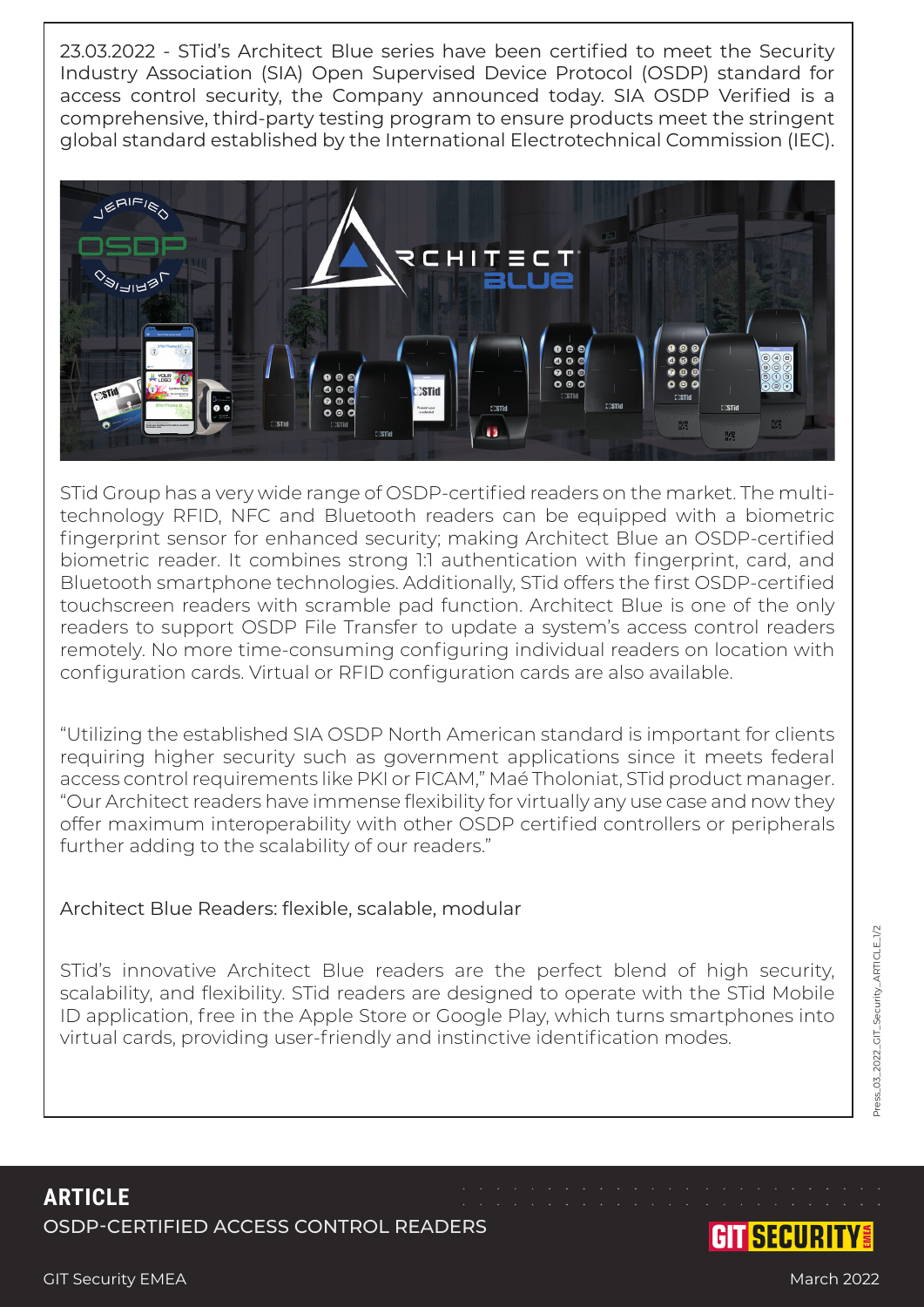23.03.2022 - STid's Architect Blue series have been certified to meet the Security Industry Association (SIA) Open Supervised Device Protocol (OSDP) standard for access control security, the Company announced today. SIA OSDP Verified is a comprehensive, third-party testing program to ensure products meet the stringent global standard established by the International Electrotechnical Commission (IEC).

STid Group has a very wide range of OSDP-certified readers on the market. The multi-technology RFID, NFC and Bluetooth readers can be equipped with a biometric fingerprint sensor for enhanced security; making Architect Blue an OSDP-certified biometric reader. It combines strong 1:1 authentication with fingerprint, card, and Bluetooth smartphone technologies. Additionally, STid offers the first OSDP-certified touchscreen readers with scramble pad function. Architect Blue is one of the only readers to support OSDP File Transfer to update a system's access control readers remotely. No more time-consuming configuring individual readers on location with configuration cards. Virtual or RFID configuration cards are also available.

"Utilizing the established SIA OSDP North American standard is important for clients requiring higher security such as government applications since it meets federal access control requirements like PKI or FICAM," Maé Tholoniat, STid product manager. "Our Architect readers have immense flexibility for virtually any use case and now they offer maximum interoperability with other OSDP certified controllers or peripherals further adding to the scalability of our readers."

Architect Blue Readers: flexible, scalable, modular

STid's innovative Architect Blue readers are the perfect blend of high security, scalability, and flexibility. STid readers are designed to operate with the STid Mobile ID application, free in the Apple Store or Google Play, which turns smartphones into virtual cards, providing user-friendly and instinctive identification modes.

**ARTICLE**

OSDP-CERTIFIED ACCESS CONTROL READERS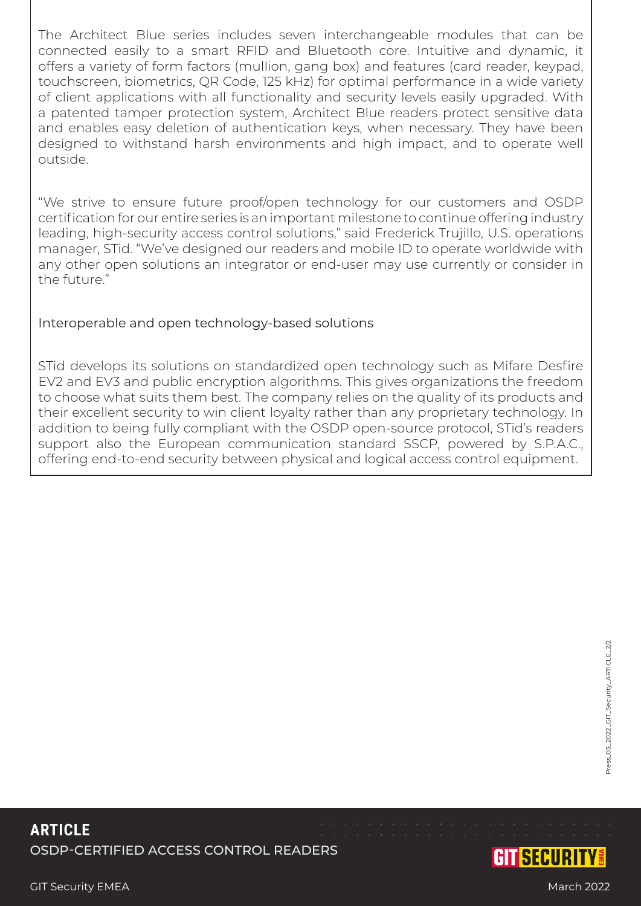The Architect Blue series includes seven interchangeable modules that can be connected easily to a smart RFID and Bluetooth core. Intuitive and dynamic, it offers a variety of form factors (mullion, gang box) and features (card reader, keypad, touchscreen, biometrics, QR Code, 125 kHz) for optimal performance in a wide variety of client applications with all functionality and security levels easily upgraded. With a patented tamper protection system, Architect Blue readers protect sensitive data and enables easy deletion of authentication keys, when necessary. They have been designed to withstand harsh environments and high impact, and to operate well outside.

"We strive to ensure future proof/open technology for our customers and OSDP certification for our entire series is an important milestone to continue offering industry leading, high-security access control solutions," said Frederick Trujillo, U.S. operations manager, STid. "We've designed our readers and mobile ID to operate worldwide with any other open solutions an integrator or end-user may use currently or consider in the future."

## Interoperable and open technology-based solutions

STid develops its solutions on standardized open technology such as Mifare Desfire EV2 and EV3 and public encryption algorithms. This gives organizations the freedom to choose what suits them best. The company relies on the quality of its products and their excellent security to win client loyalty rather than any proprietary technology. In addition to being fully compliant with the OSDP open-source protocol, STid's readers support also the European communication standard SSCP, powered by S.P.A.C., offering end-to-end security between physical and logical access control equipment.